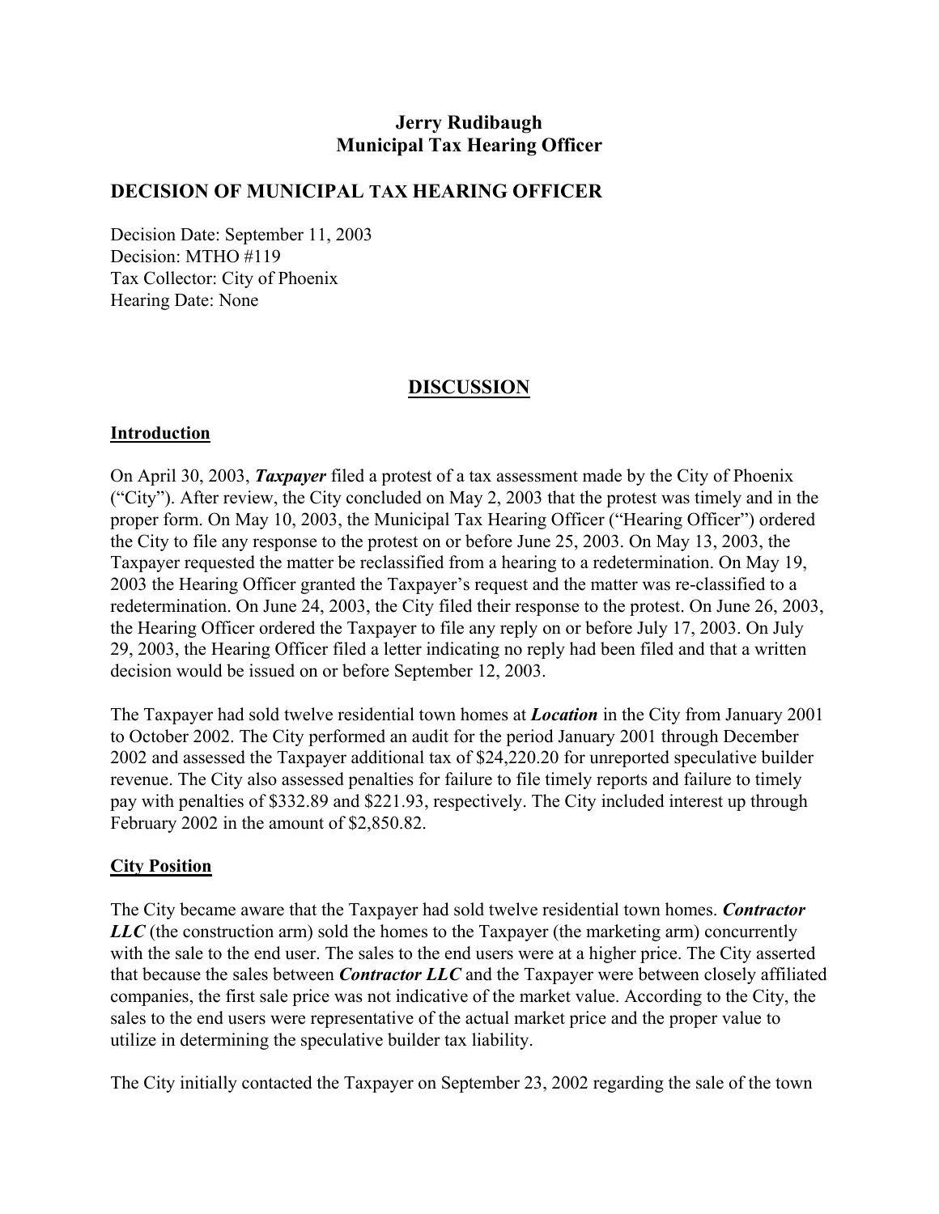**Jerry Rudibaugh**
**Municipal Tax Hearing Officer**

## DECISION OF MUNICIPAL TAX HEARING OFFICER

Decision Date: September 11, 2003
Decision: MTHO #119
Tax Collector: City of Phoenix
Hearing Date: None

## DISCUSSION

### Introduction

On April 30, 2003, ***Taxpayer*** filed a protest of a tax assessment made by the City of Phoenix ("City"). After review, the City concluded on May 2, 2003 that the protest was timely and in the proper form. On May 10, 2003, the Municipal Tax Hearing Officer ("Hearing Officer") ordered the City to file any response to the protest on or before June 25, 2003. On May 13, 2003, the Taxpayer requested the matter be reclassified from a hearing to a redetermination. On May 19, 2003 the Hearing Officer granted the Taxpayer's request and the matter was re-classified to a redetermination. On June 24, 2003, the City filed their response to the protest. On June 26, 2003, the Hearing Officer ordered the Taxpayer to file any reply on or before July 17, 2003. On July 29, 2003, the Hearing Officer filed a letter indicating no reply had been filed and that a written decision would be issued on or before September 12, 2003.

The Taxpayer had sold twelve residential town homes at ***Location*** in the City from January 2001 to October 2002. The City performed an audit for the period January 2001 through December 2002 and assessed the Taxpayer additional tax of $24,220.20 for unreported speculative builder revenue. The City also assessed penalties for failure to file timely reports and failure to timely pay with penalties of $332.89 and $221.93, respectively. The City included interest up through February 2002 in the amount of $2,850.82.

### City Position

The City became aware that the Taxpayer had sold twelve residential town homes. ***Contractor LLC*** (the construction arm) sold the homes to the Taxpayer (the marketing arm) concurrently with the sale to the end user. The sales to the end users were at a higher price. The City asserted that because the sales between ***Contractor LLC*** and the Taxpayer were between closely affiliated companies, the first sale price was not indicative of the market value. According to the City, the sales to the end users were representative of the actual market price and the proper value to utilize in determining the speculative builder tax liability.

The City initially contacted the Taxpayer on September 23, 2002 regarding the sale of the town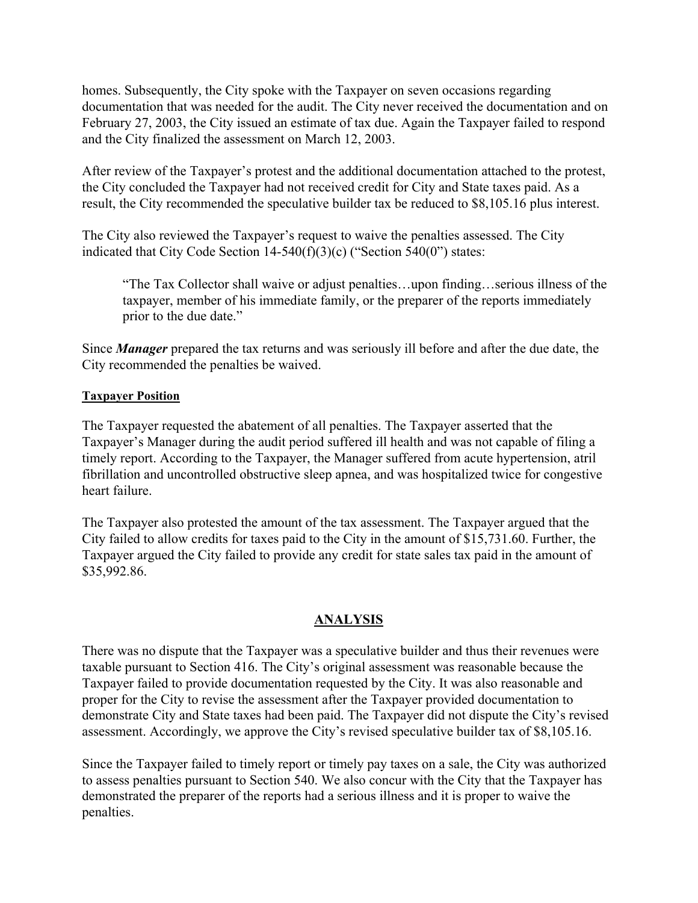homes. Subsequently, the City spoke with the Taxpayer on seven occasions regarding documentation that was needed for the audit. The City never received the documentation and on February 27, 2003, the City issued an estimate of tax due. Again the Taxpayer failed to respond and the City finalized the assessment on March 12, 2003.

After review of the Taxpayer's protest and the additional documentation attached to the protest, the City concluded the Taxpayer had not received credit for City and State taxes paid. As a result, the City recommended the speculative builder tax be reduced to $8,105.16 plus interest.

The City also reviewed the Taxpayer's request to waive the penalties assessed. The City indicated that City Code Section 14-540(f)(3)(c) ("Section 540(0") states:

> "The Tax Collector shall waive or adjust penalties…upon finding…serious illness of the taxpayer, member of his immediate family, or the preparer of the reports immediately prior to the due date."

Since ***Manager*** prepared the tax returns and was seriously ill before and after the due date, the City recommended the penalties be waived.

**Taxpayer Position**

The Taxpayer requested the abatement of all penalties. The Taxpayer asserted that the Taxpayer's Manager during the audit period suffered ill health and was not capable of filing a timely report. According to the Taxpayer, the Manager suffered from acute hypertension, atril fibrillation and uncontrolled obstructive sleep apnea, and was hospitalized twice for congestive heart failure.

The Taxpayer also protested the amount of the tax assessment. The Taxpayer argued that the City failed to allow credits for taxes paid to the City in the amount of $15,731.60. Further, the Taxpayer argued the City failed to provide any credit for state sales tax paid in the amount of $35,992.86.

## ANALYSIS

There was no dispute that the Taxpayer was a speculative builder and thus their revenues were taxable pursuant to Section 416. The City's original assessment was reasonable because the Taxpayer failed to provide documentation requested by the City. It was also reasonable and proper for the City to revise the assessment after the Taxpayer provided documentation to demonstrate City and State taxes had been paid. The Taxpayer did not dispute the City's revised assessment. Accordingly, we approve the City's revised speculative builder tax of $8,105.16.

Since the Taxpayer failed to timely report or timely pay taxes on a sale, the City was authorized to assess penalties pursuant to Section 540. We also concur with the City that the Taxpayer has demonstrated the preparer of the reports had a serious illness and it is proper to waive the penalties.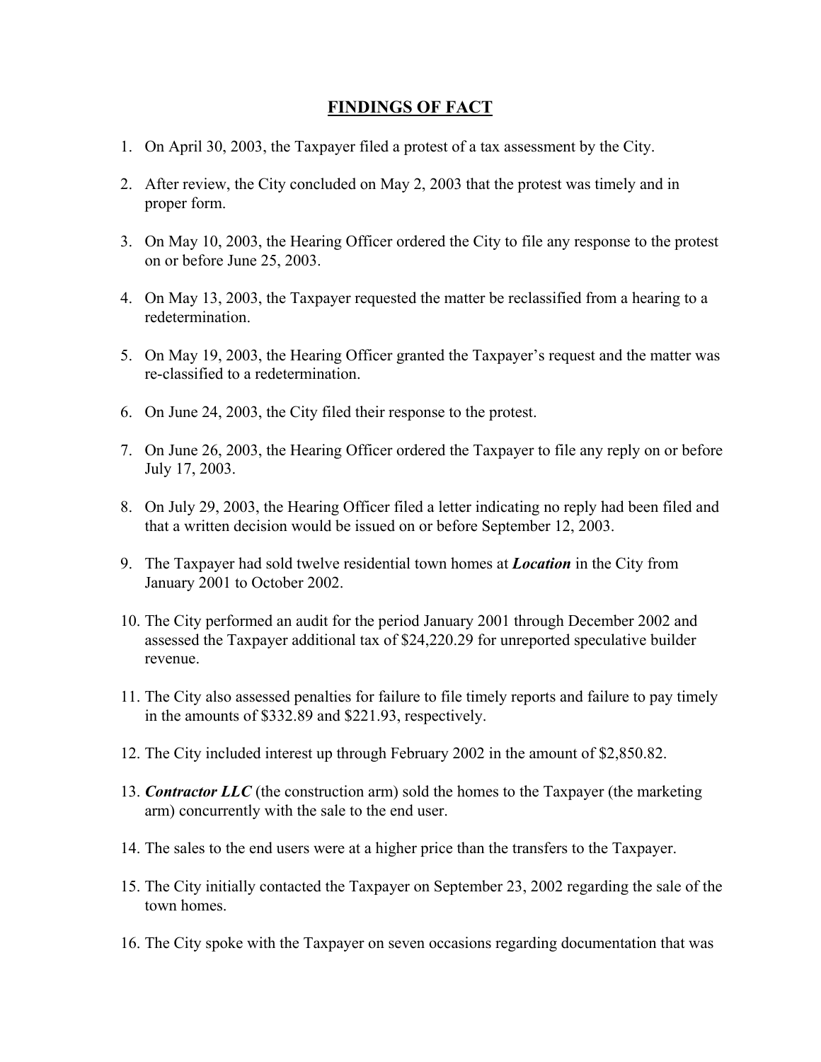## FINDINGS OF FACT

1. On April 30, 2003, the Taxpayer filed a protest of a tax assessment by the City.

2. After review, the City concluded on May 2, 2003 that the protest was timely and in proper form.

3. On May 10, 2003, the Hearing Officer ordered the City to file any response to the protest on or before June 25, 2003.

4. On May 13, 2003, the Taxpayer requested the matter be reclassified from a hearing to a redetermination.

5. On May 19, 2003, the Hearing Officer granted the Taxpayer's request and the matter was re-classified to a redetermination.

6. On June 24, 2003, the City filed their response to the protest.

7. On June 26, 2003, the Hearing Officer ordered the Taxpayer to file any reply on or before July 17, 2003.

8. On July 29, 2003, the Hearing Officer filed a letter indicating no reply had been filed and that a written decision would be issued on or before September 12, 2003.

9. The Taxpayer had sold twelve residential town homes at ***Location*** in the City from January 2001 to October 2002.

10. The City performed an audit for the period January 2001 through December 2002 and assessed the Taxpayer additional tax of $24,220.29 for unreported speculative builder revenue.

11. The City also assessed penalties for failure to file timely reports and failure to pay timely in the amounts of $332.89 and $221.93, respectively.

12. The City included interest up through February 2002 in the amount of $2,850.82.

13. ***Contractor LLC*** (the construction arm) sold the homes to the Taxpayer (the marketing arm) concurrently with the sale to the end user.

14. The sales to the end users were at a higher price than the transfers to the Taxpayer.

15. The City initially contacted the Taxpayer on September 23, 2002 regarding the sale of the town homes.

16. The City spoke with the Taxpayer on seven occasions regarding documentation that was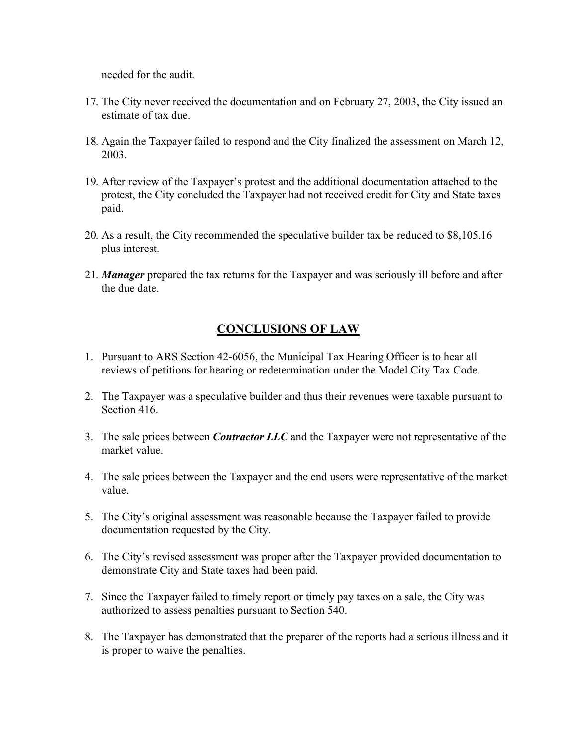needed for the audit.

17. The City never received the documentation and on February 27, 2003, the City issued an estimate of tax due.

18. Again the Taxpayer failed to respond and the City finalized the assessment on March 12, 2003.

19. After review of the Taxpayer's protest and the additional documentation attached to the protest, the City concluded the Taxpayer had not received credit for City and State taxes paid.

20. As a result, the City recommended the speculative builder tax be reduced to $8,105.16 plus interest.

21. ***Manager*** prepared the tax returns for the Taxpayer and was seriously ill before and after the due date.

## CONCLUSIONS OF LAW

1. Pursuant to ARS Section 42-6056, the Municipal Tax Hearing Officer is to hear all reviews of petitions for hearing or redetermination under the Model City Tax Code.

2. The Taxpayer was a speculative builder and thus their revenues were taxable pursuant to Section 416.

3. The sale prices between ***Contractor LLC*** and the Taxpayer were not representative of the market value.

4. The sale prices between the Taxpayer and the end users were representative of the market value.

5. The City's original assessment was reasonable because the Taxpayer failed to provide documentation requested by the City.

6. The City's revised assessment was proper after the Taxpayer provided documentation to demonstrate City and State taxes had been paid.

7. Since the Taxpayer failed to timely report or timely pay taxes on a sale, the City was authorized to assess penalties pursuant to Section 540.

8. The Taxpayer has demonstrated that the preparer of the reports had a serious illness and it is proper to waive the penalties.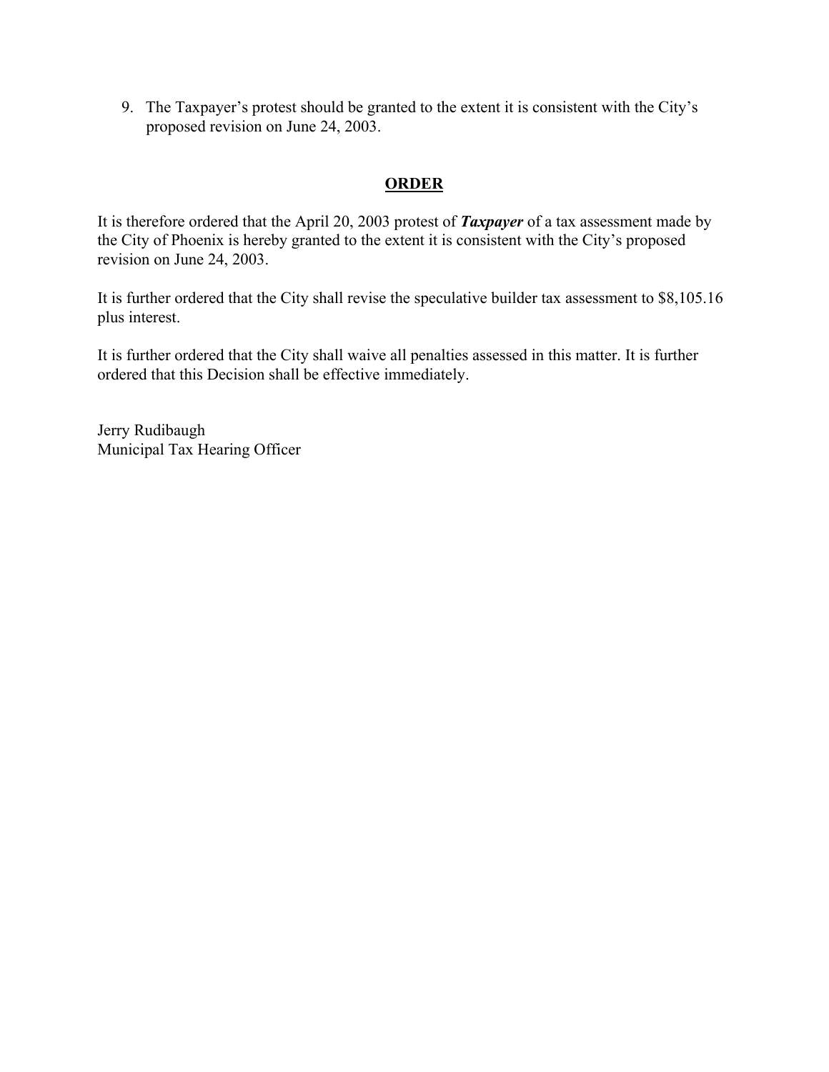9. The Taxpayer's protest should be granted to the extent it is consistent with the City's proposed revision on June 24, 2003.

## ORDER

It is therefore ordered that the April 20, 2003 protest of ***Taxpayer*** of a tax assessment made by the City of Phoenix is hereby granted to the extent it is consistent with the City's proposed revision on June 24, 2003.

It is further ordered that the City shall revise the speculative builder tax assessment to $8,105.16 plus interest.

It is further ordered that the City shall waive all penalties assessed in this matter. It is further ordered that this Decision shall be effective immediately.

Jerry Rudibaugh
Municipal Tax Hearing Officer